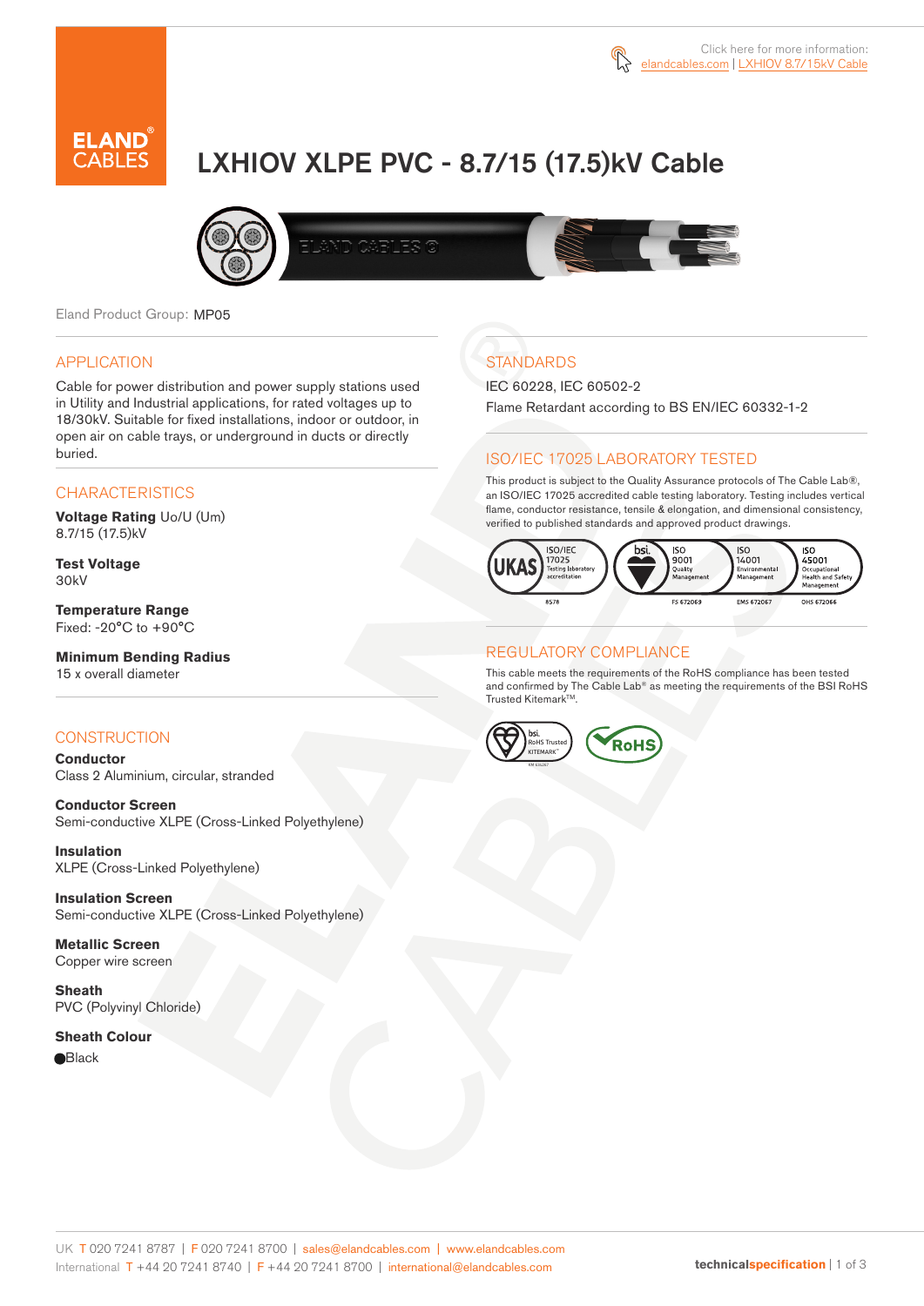Click here for more information: elandcables.com | LXHIOV 8.7/15kV Cable

# LXHIOV XLPE PVC - 8.7/15 (17.5)kV Cable

Eland Product Group: MP05

## APPLICATION

Cable for power distribution and power supply stations used in Utility and Industrial applications, for rated voltages up to 18/30kV. Suitable for fixed installations, indoor or outdoor, in open air on cable trays, or underground in ducts or directly buried.

## CHARACTERISTICS

**Voltage Rating** Uo/U (Um)
8.7/15 (17.5)kV

**Test Voltage**
30kV

**Temperature Range**
Fixed: -20°C to +90°C

**Minimum Bending Radius**
15 x overall diameter

## CONSTRUCTION

**Conductor**
Class 2 Aluminium, circular, stranded

**Conductor Screen**
Semi-conductive XLPE (Cross-Linked Polyethylene)

**Insulation**
XLPE (Cross-Linked Polyethylene)

**Insulation Screen**
Semi-conductive XLPE (Cross-Linked Polyethylene)

**Metallic Screen**
Copper wire screen

**Sheath**
PVC (Polyvinyl Chloride)

**Sheath Colour**
Black

## STANDARDS

IEC 60228, IEC 60502-2

Flame Retardant according to BS EN/IEC 60332-1-2

## ISO/IEC 17025 LABORATORY TESTED

This product is subject to the Quality Assurance protocols of The Cable Lab®, an ISO/IEC 17025 accredited cable testing laboratory. Testing includes vertical flame, conductor resistance, tensile & elongation, and dimensional consistency, verified to published standards and approved product drawings.

UKAS ISO/IEC 17025 Testing laboratory accreditation 8578 | bsi ISO 9001 Quality Management FS 672069 | ISO 14001 Environmental Management EMS 672067 | ISO 45001 Occupational Health and Safety Management OHS 672066

## REGULATORY COMPLIANCE

This cable meets the requirements of the RoHS compliance has been tested and confirmed by The Cable Lab® as meeting the requirements of the BSI RoHS Trusted Kitemark™.

bsi RoHS Trusted KITEMARK™ | RoHS

UK T 020 7241 8787 | F 020 7241 8700 | sales@elandcables.com | www.elandcables.com
International T +44 20 7241 8740 | F +44 20 7241 8700 | international@elandcables.com

technicalspecification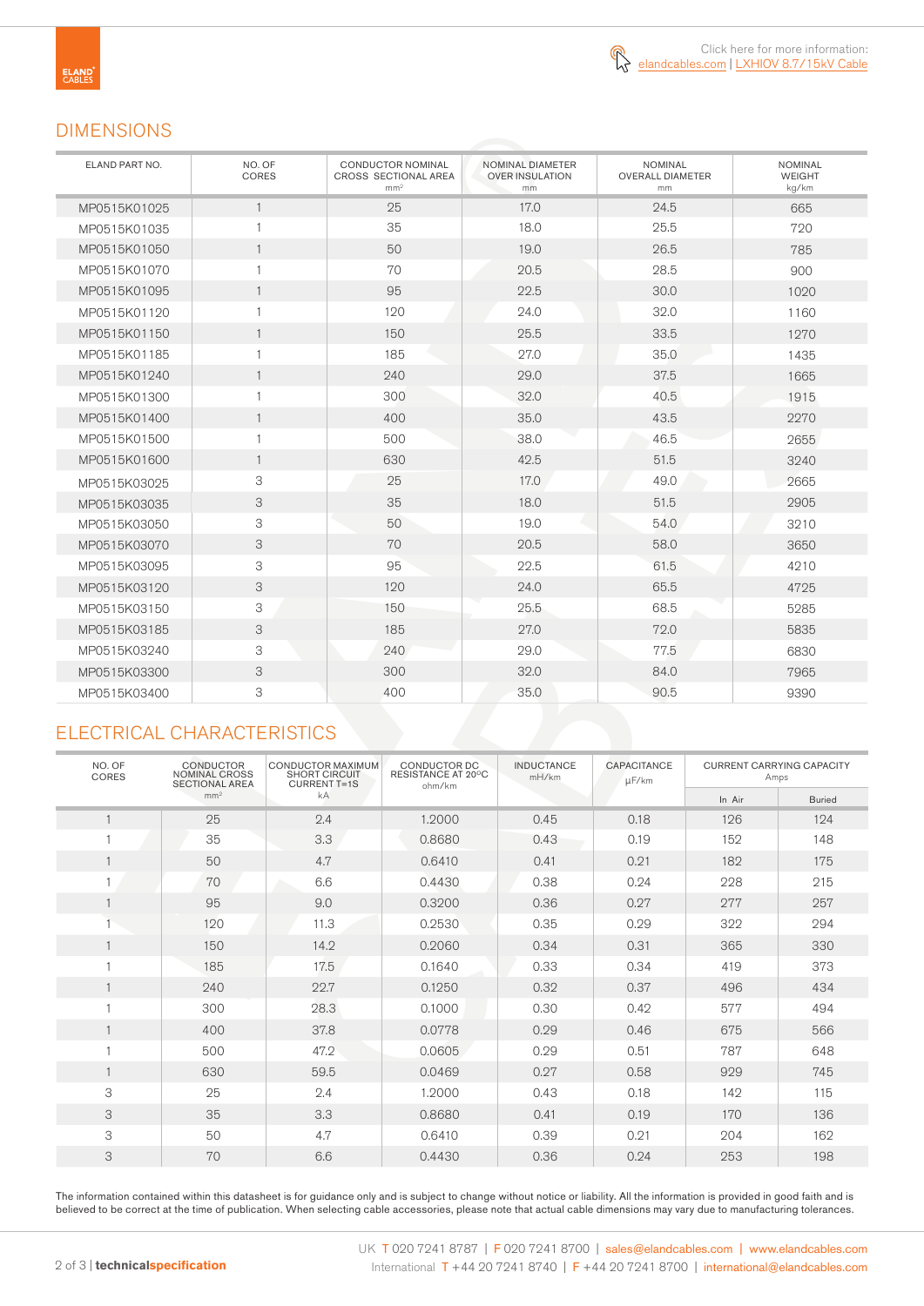Click here for more information: elandcables.com | LXHIOV 8.7/15kV Cable

## DIMENSIONS

| ELAND PART NO. | NO. OF CORES | CONDUCTOR NOMINAL CROSS SECTIONAL AREA mm² | NOMINAL DIAMETER OVER INSULATION mm | NOMINAL OVERALL DIAMETER mm | NOMINAL WEIGHT kg/km |
|---|---|---|---|---|---|
| MP0515K01025 | 1 | 25 | 17.0 | 24.5 | 665 |
| MP0515K01035 | 1 | 35 | 18.0 | 25.5 | 720 |
| MP0515K01050 | 1 | 50 | 19.0 | 26.5 | 785 |
| MP0515K01070 | 1 | 70 | 20.5 | 28.5 | 900 |
| MP0515K01095 | 1 | 95 | 22.5 | 30.0 | 1020 |
| MP0515K01120 | 1 | 120 | 24.0 | 32.0 | 1160 |
| MP0515K01150 | 1 | 150 | 25.5 | 33.5 | 1270 |
| MP0515K01185 | 1 | 185 | 27.0 | 35.0 | 1435 |
| MP0515K01240 | 1 | 240 | 29.0 | 37.5 | 1665 |
| MP0515K01300 | 1 | 300 | 32.0 | 40.5 | 1915 |
| MP0515K01400 | 1 | 400 | 35.0 | 43.5 | 2270 |
| MP0515K01500 | 1 | 500 | 38.0 | 46.5 | 2655 |
| MP0515K01600 | 1 | 630 | 42.5 | 51.5 | 3240 |
| MP0515K03025 | 3 | 25 | 17.0 | 49.0 | 2665 |
| MP0515K03035 | 3 | 35 | 18.0 | 51.5 | 2905 |
| MP0515K03050 | 3 | 50 | 19.0 | 54.0 | 3210 |
| MP0515K03070 | 3 | 70 | 20.5 | 58.0 | 3650 |
| MP0515K03095 | 3 | 95 | 22.5 | 61.5 | 4210 |
| MP0515K03120 | 3 | 120 | 24.0 | 65.5 | 4725 |
| MP0515K03150 | 3 | 150 | 25.5 | 68.5 | 5285 |
| MP0515K03185 | 3 | 185 | 27.0 | 72.0 | 5835 |
| MP0515K03240 | 3 | 240 | 29.0 | 77.5 | 6830 |
| MP0515K03300 | 3 | 300 | 32.0 | 84.0 | 7965 |
| MP0515K03400 | 3 | 400 | 35.0 | 90.5 | 9390 |

## ELECTRICAL CHARACTERISTICS

| NO. OF CORES | CONDUCTOR NOMINAL CROSS SECTIONAL AREA mm² | CONDUCTOR MAXIMUM SHORT CIRCUIT CURRENT T=1S kA | CONDUCTOR DC RESISTANCE AT 20ºC ohm/km | INDUCTANCE mH/km | CAPACITANCE µF/km | CURRENT CARRYING CAPACITY Amps | |
|---|---|---|---|---|---|---|---|
| | | | | | | In Air | Buried |
| 1 | 25 | 2.4 | 1.2000 | 0.45 | 0.18 | 126 | 124 |
| 1 | 35 | 3.3 | 0.8680 | 0.43 | 0.19 | 152 | 148 |
| 1 | 50 | 4.7 | 0.6410 | 0.41 | 0.21 | 182 | 175 |
| 1 | 70 | 6.6 | 0.4430 | 0.38 | 0.24 | 228 | 215 |
| 1 | 95 | 9.0 | 0.3200 | 0.36 | 0.27 | 277 | 257 |
| 1 | 120 | 11.3 | 0.2530 | 0.35 | 0.29 | 322 | 294 |
| 1 | 150 | 14.2 | 0.2060 | 0.34 | 0.31 | 365 | 330 |
| 1 | 185 | 17.5 | 0.1640 | 0.33 | 0.34 | 419 | 373 |
| 1 | 240 | 22.7 | 0.1250 | 0.32 | 0.37 | 496 | 434 |
| 1 | 300 | 28.3 | 0.1000 | 0.30 | 0.42 | 577 | 494 |
| 1 | 400 | 37.8 | 0.0778 | 0.29 | 0.46 | 675 | 566 |
| 1 | 500 | 47.2 | 0.0605 | 0.29 | 0.51 | 787 | 648 |
| 1 | 630 | 59.5 | 0.0469 | 0.27 | 0.58 | 929 | 745 |
| 3 | 25 | 2.4 | 1.2000 | 0.43 | 0.18 | 142 | 115 |
| 3 | 35 | 3.3 | 0.8680 | 0.41 | 0.19 | 170 | 136 |
| 3 | 50 | 4.7 | 0.6410 | 0.39 | 0.21 | 204 | 162 |
| 3 | 70 | 6.6 | 0.4430 | 0.36 | 0.24 | 253 | 198 |

The information contained within this datasheet is for guidance only and is subject to change without notice or liability. All the information is provided in good faith and is believed to be correct at the time of publication. When selecting cable accessories, please note that actual cable dimensions may vary due to manufacturing tolerances.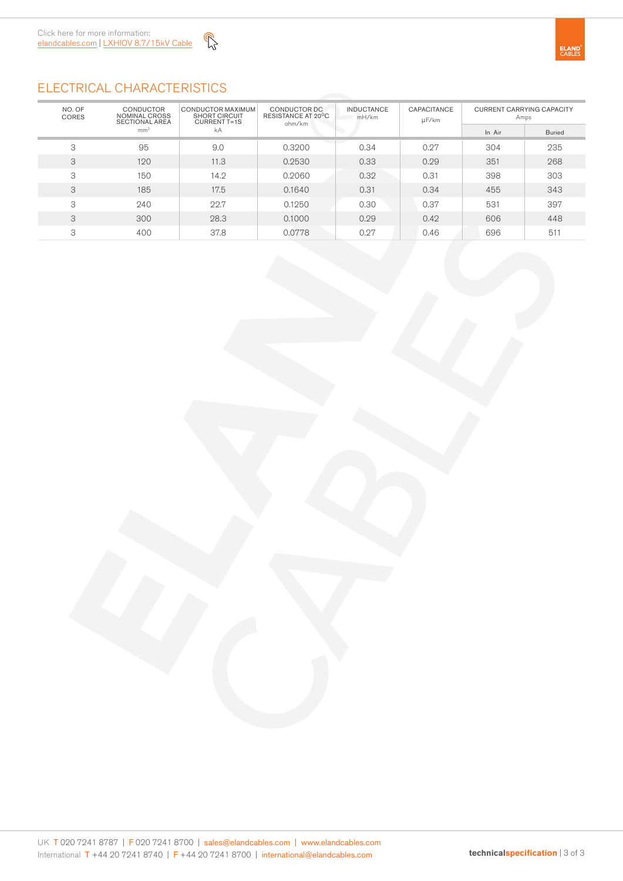Click here for more information:
elandcables.com | LXHIOV 8.7/15kV Cable

## ELECTRICAL CHARACTERISTICS

| NO. OF CORES | CONDUCTOR NOMINAL CROSS SECTIONAL AREA mm² | CONDUCTOR MAXIMUM SHORT CIRCUIT CURRENT T=1S kA | CONDUCTOR DC RESISTANCE AT 20°C ohm/km | INDUCTANCE mH/km | CAPACITANCE µF/km | CURRENT CARRYING CAPACITY Amps | |
|---|---|---|---|---|---|---|---|
| | | | | | | In Air | Buried |
| 3 | 95 | 9.0 | 0.3200 | 0.34 | 0.27 | 304 | 235 |
| 3 | 120 | 11.3 | 0.2530 | 0.33 | 0.29 | 351 | 268 |
| 3 | 150 | 14.2 | 0.2060 | 0.32 | 0.31 | 398 | 303 |
| 3 | 185 | 17.5 | 0.1640 | 0.31 | 0.34 | 455 | 343 |
| 3 | 240 | 22.7 | 0.1250 | 0.30 | 0.37 | 531 | 397 |
| 3 | 300 | 28.3 | 0.1000 | 0.29 | 0.42 | 606 | 448 |
| 3 | 400 | 37.8 | 0.0778 | 0.27 | 0.46 | 696 | 511 |

UK T 020 7241 8787 | F 020 7241 8700 | sales@elandcables.com | www.elandcables.com
International T +44 20 7241 8740 | F +44 20 7241 8700 | international@elandcables.com